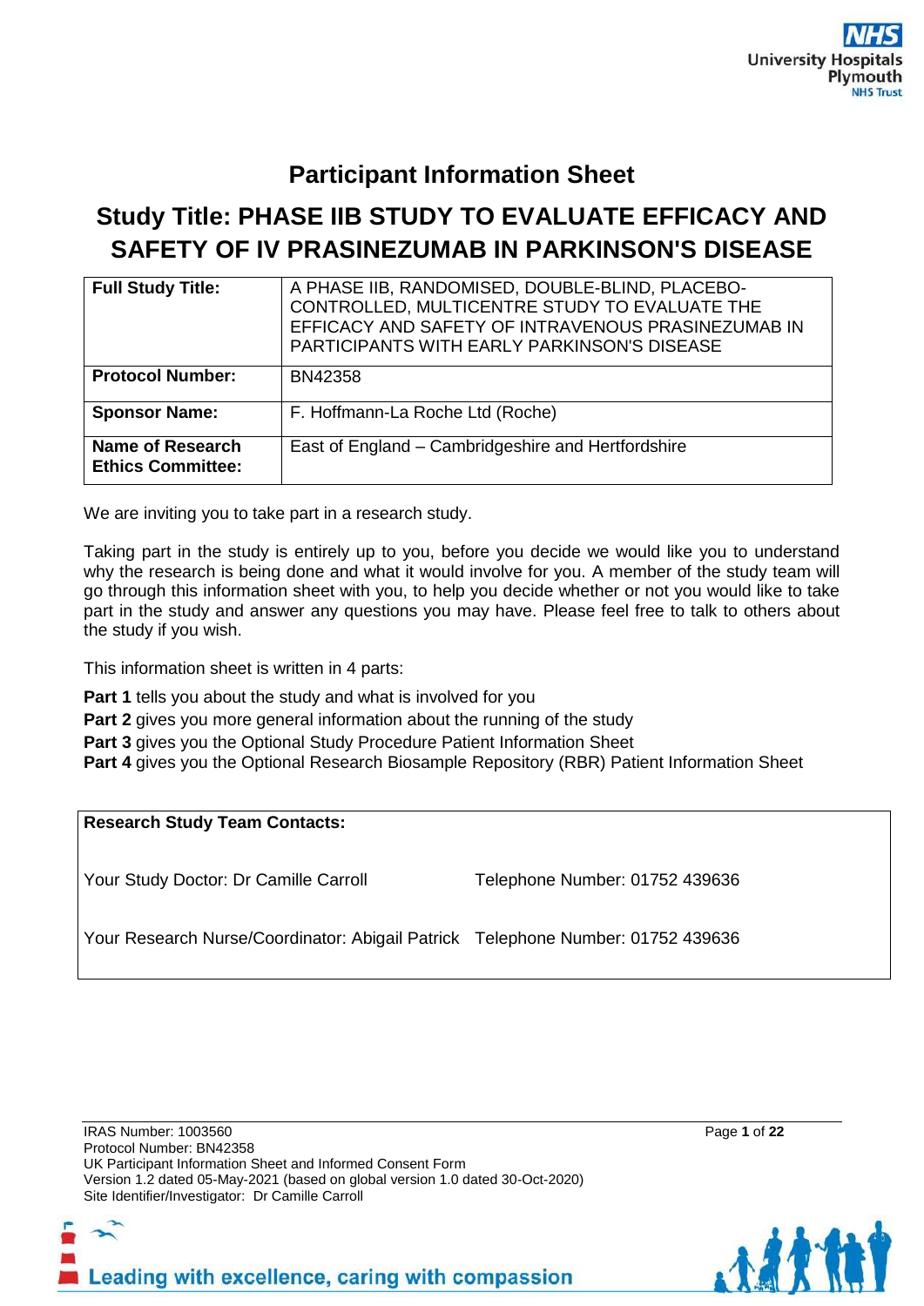# Participant Information Sheet

## Study Title: PHASE IIB STUDY TO EVALUATE EFFICACY AND SAFETY OF IV PRASINEZUMAB IN PARKINSON'S DISEASE

| **Full Study Title:** | A PHASE IIB, RANDOMISED, DOUBLE-BLIND, PLACEBO-CONTROLLED, MULTICENTRE STUDY TO EVALUATE THE EFFICACY AND SAFETY OF INTRAVENOUS PRASINEZUMAB IN PARTICIPANTS WITH EARLY PARKINSON'S DISEASE |
|---|---|
| **Protocol Number:** | BN42358 |
| **Sponsor Name:** | F. Hoffmann-La Roche Ltd (Roche) |
| **Name of Research Ethics Committee:** | East of England – Cambridgeshire and Hertfordshire |

We are inviting you to take part in a research study.

Taking part in the study is entirely up to you, before you decide we would like you to understand why the research is being done and what it would involve for you. A member of the study team will go through this information sheet with you, to help you decide whether or not you would like to take part in the study and answer any questions you may have. Please feel free to talk to others about the study if you wish.

This information sheet is written in 4 parts:

**Part 1** tells you about the study and what is involved for you
**Part 2** gives you more general information about the running of the study
**Part 3** gives you the Optional Study Procedure Patient Information Sheet
**Part 4** gives you the Optional Research Biosample Repository (RBR) Patient Information Sheet

| **Research Study Team Contacts:** | |
|---|---|
| Your Study Doctor: Dr Camille Carroll | Telephone Number: 01752 439636 |
| Your Research Nurse/Coordinator: Abigail Patrick | Telephone Number: 01752 439636 |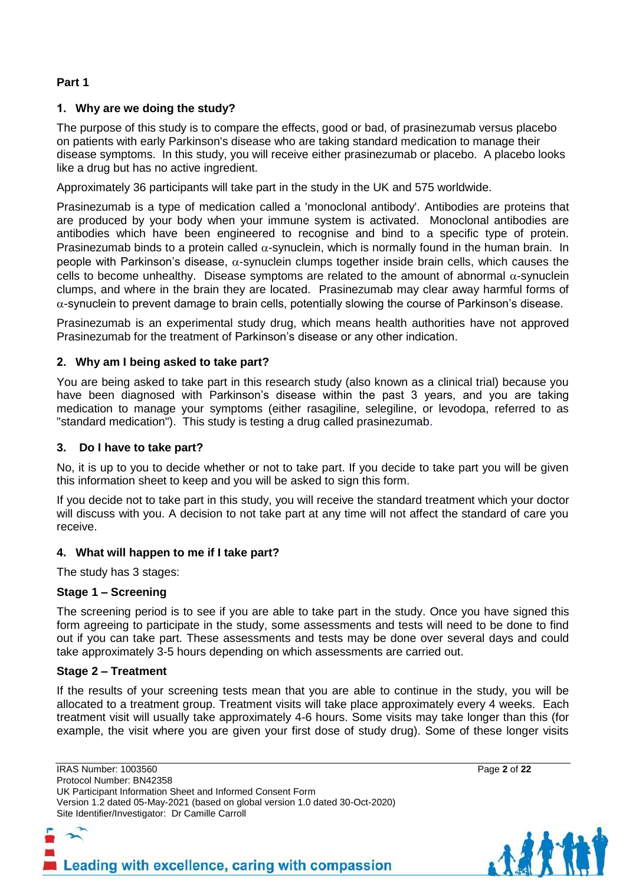## Part 1

### 1. Why are we doing the study?

The purpose of this study is to compare the effects, good or bad, of prasinezumab versus placebo on patients with early Parkinson's disease who are taking standard medication to manage their disease symptoms. In this study, you will receive either prasinezumab or placebo. A placebo looks like a drug but has no active ingredient.

Approximately 36 participants will take part in the study in the UK and 575 worldwide.

Prasinezumab is a type of medication called a 'monoclonal antibody'. Antibodies are proteins that are produced by your body when your immune system is activated. Monoclonal antibodies are antibodies which have been engineered to recognise and bind to a specific type of protein. Prasinezumab binds to a protein called $\alpha$-synuclein, which is normally found in the human brain. In people with Parkinson's disease, $\alpha$-synuclein clumps together inside brain cells, which causes the cells to become unhealthy. Disease symptoms are related to the amount of abnormal $\alpha$-synuclein clumps, and where in the brain they are located. Prasinezumab may clear away harmful forms of $\alpha$-synuclein to prevent damage to brain cells, potentially slowing the course of Parkinson's disease.

Prasinezumab is an experimental study drug, which means health authorities have not approved Prasinezumab for the treatment of Parkinson's disease or any other indication.

### 2. Why am I being asked to take part?

You are being asked to take part in this research study (also known as a clinical trial) because you have been diagnosed with Parkinson's disease within the past 3 years, and you are taking medication to manage your symptoms (either rasagiline, selegiline, or levodopa, referred to as "standard medication"). This study is testing a drug called prasinezumab.

### 3. Do I have to take part?

No, it is up to you to decide whether or not to take part. If you decide to take part you will be given this information sheet to keep and you will be asked to sign this form.

If you decide not to take part in this study, you will receive the standard treatment which your doctor will discuss with you. A decision to not take part at any time will not affect the standard of care you receive.

### 4. What will happen to me if I take part?

The study has 3 stages:

**Stage 1 – Screening**

The screening period is to see if you are able to take part in the study. Once you have signed this form agreeing to participate in the study, some assessments and tests will need to be done to find out if you can take part. These assessments and tests may be done over several days and could take approximately 3-5 hours depending on which assessments are carried out.

**Stage 2 – Treatment**

If the results of your screening tests mean that you are able to continue in the study, you will be allocated to a treatment group. Treatment visits will take place approximately every 4 weeks. Each treatment visit will usually take approximately 4-6 hours. Some visits may take longer than this (for example, the visit where you are given your first dose of study drug). Some of these longer visits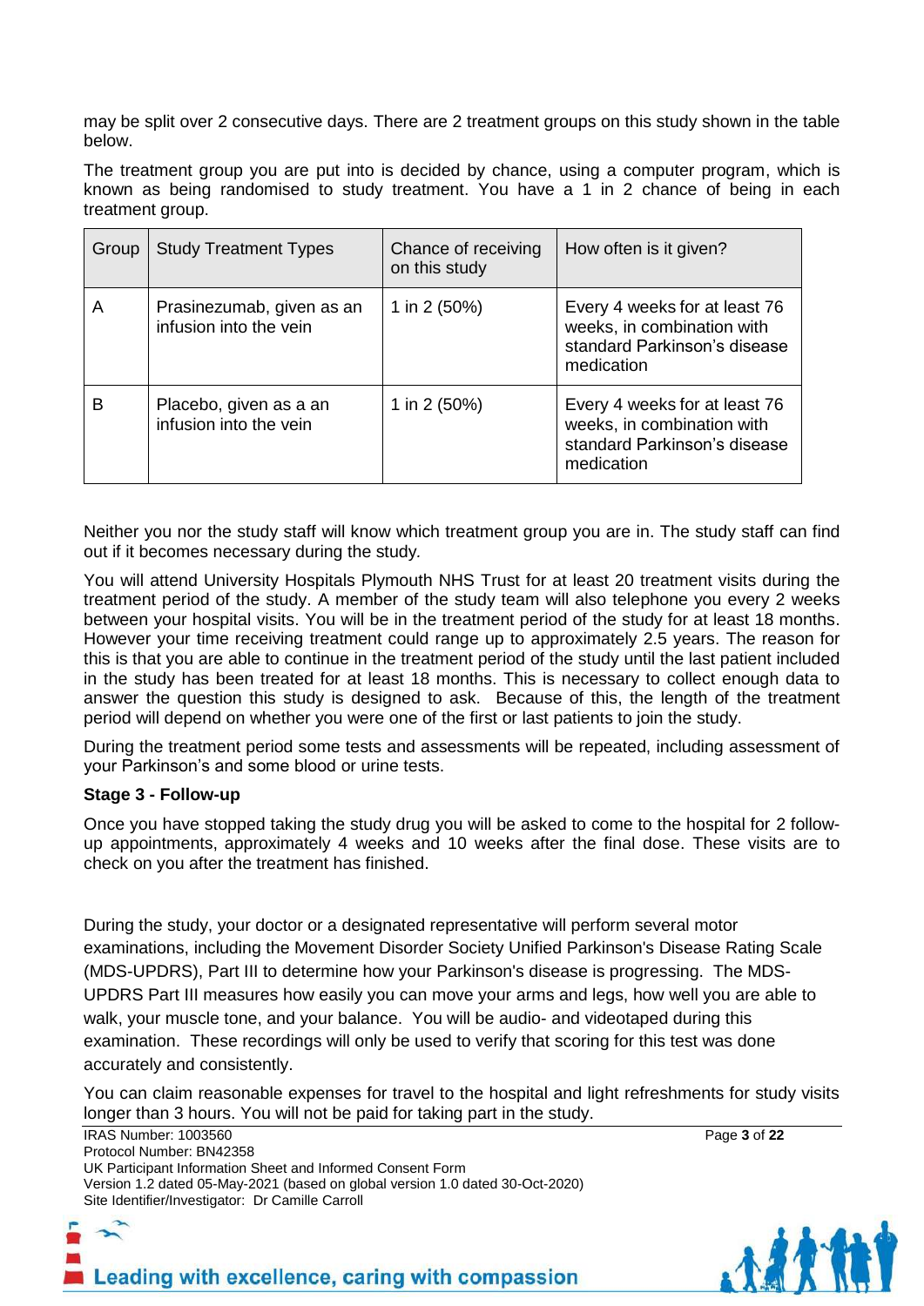may be split over 2 consecutive days. There are 2 treatment groups on this study shown in the table below.

The treatment group you are put into is decided by chance, using a computer program, which is known as being randomised to study treatment. You have a 1 in 2 chance of being in each treatment group.

| Group | Study Treatment Types | Chance of receiving on this study | How often is it given? |
|---|---|---|---|
| A | Prasinezumab, given as an infusion into the vein | 1 in 2 (50%) | Every 4 weeks for at least 76 weeks, in combination with standard Parkinson's disease medication |
| B | Placebo, given as a an infusion into the vein | 1 in 2 (50%) | Every 4 weeks for at least 76 weeks, in combination with standard Parkinson's disease medication |

Neither you nor the study staff will know which treatment group you are in. The study staff can find out if it becomes necessary during the study.

You will attend University Hospitals Plymouth NHS Trust for at least 20 treatment visits during the treatment period of the study. A member of the study team will also telephone you every 2 weeks between your hospital visits. You will be in the treatment period of the study for at least 18 months. However your time receiving treatment could range up to approximately 2.5 years. The reason for this is that you are able to continue in the treatment period of the study until the last patient included in the study has been treated for at least 18 months. This is necessary to collect enough data to answer the question this study is designed to ask. Because of this, the length of the treatment period will depend on whether you were one of the first or last patients to join the study.

During the treatment period some tests and assessments will be repeated, including assessment of your Parkinson's and some blood or urine tests.

**Stage 3 - Follow-up**

Once you have stopped taking the study drug you will be asked to come to the hospital for 2 follow-up appointments, approximately 4 weeks and 10 weeks after the final dose. These visits are to check on you after the treatment has finished.

During the study, your doctor or a designated representative will perform several motor examinations, including the Movement Disorder Society Unified Parkinson's Disease Rating Scale (MDS-UPDRS), Part III to determine how your Parkinson's disease is progressing. The MDS-UPDRS Part III measures how easily you can move your arms and legs, how well you are able to walk, your muscle tone, and your balance. You will be audio- and videotaped during this examination. These recordings will only be used to verify that scoring for this test was done accurately and consistently.

You can claim reasonable expenses for travel to the hospital and light refreshments for study visits longer than 3 hours. You will not be paid for taking part in the study.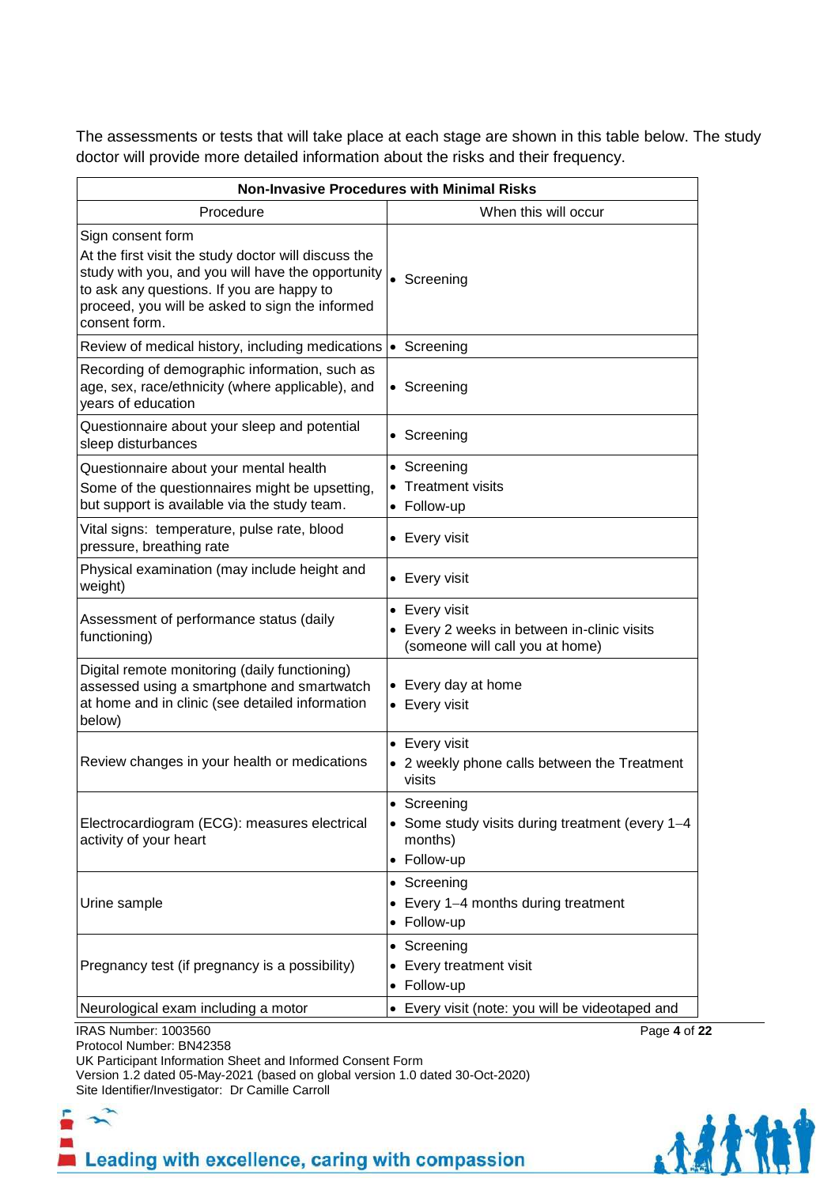The assessments or tests that will take place at each stage are shown in this table below. The study doctor will provide more detailed information about the risks and their frequency.

| **Non-Invasive Procedures with Minimal Risks** | |
|---|---|
| Procedure | When this will occur |
| Sign consent form<br>At the first visit the study doctor will discuss the study with you, and you will have the opportunity to ask any questions. If you are happy to proceed, you will be asked to sign the informed consent form. | • Screening |
| Review of medical history, including medications | • Screening |
| Recording of demographic information, such as age, sex, race/ethnicity (where applicable), and years of education | • Screening |
| Questionnaire about your sleep and potential sleep disturbances | • Screening |
| Questionnaire about your mental health<br>Some of the questionnaires might be upsetting, but support is available via the study team. | • Screening<br>• Treatment visits<br>• Follow-up |
| Vital signs: temperature, pulse rate, blood pressure, breathing rate | • Every visit |
| Physical examination (may include height and weight) | • Every visit |
| Assessment of performance status (daily functioning) | • Every visit<br>• Every 2 weeks in between in-clinic visits (someone will call you at home) |
| Digital remote monitoring (daily functioning) assessed using a smartphone and smartwatch at home and in clinic (see detailed information below) | • Every day at home<br>• Every visit |
| Review changes in your health or medications | • Every visit<br>• 2 weekly phone calls between the Treatment visits |
| Electrocardiogram (ECG): measures electrical activity of your heart | • Screening<br>• Some study visits during treatment (every 1–4 months)<br>• Follow-up |
| Urine sample | • Screening<br>• Every 1–4 months during treatment<br>• Follow-up |
| Pregnancy test (if pregnancy is a possibility) | • Screening<br>• Every treatment visit<br>• Follow-up |
| Neurological exam including a motor | • Every visit (note: you will be videotaped and |

IRAS Number: 1003560
Protocol Number: BN42358
UK Participant Information Sheet and Informed Consent Form
Version 1.2 dated 05-May-2021 (based on global version 1.0 dated 30-Oct-2020)
Site Identifier/Investigator: Dr Camille Carroll

Leading with excellence, caring with compassion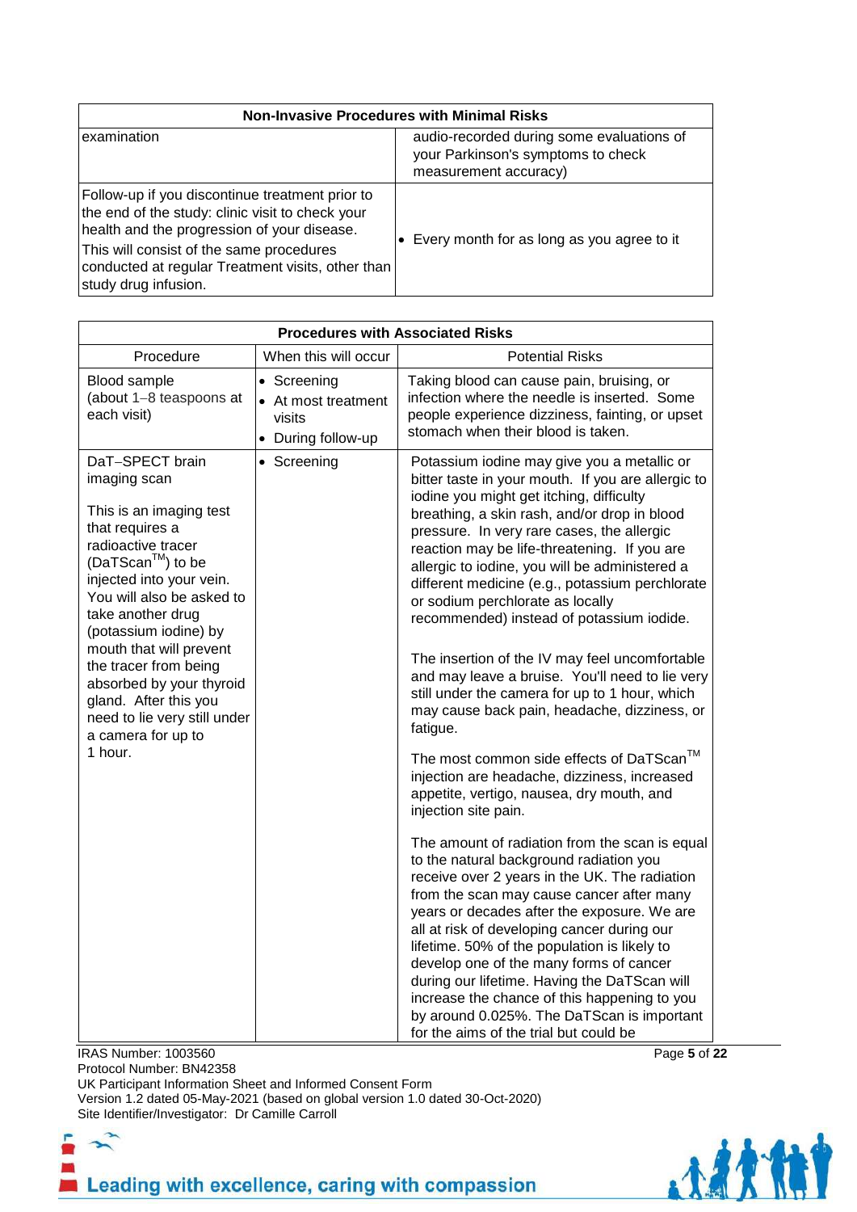| Non-Invasive Procedures with Minimal Risks | |
|---|---|
| examination | audio-recorded during some evaluations of your Parkinson's symptoms to check measurement accuracy) |
| Follow-up if you discontinue treatment prior to the end of the study: clinic visit to check your health and the progression of your disease. This will consist of the same procedures conducted at regular Treatment visits, other than study drug infusion. | • Every month for as long as you agree to it |

| Procedures with Associated Risks | | |
|---|---|---|
| Procedure | When this will occur | Potential Risks |
| Blood sample (about 1–8 teaspoons at each visit) | • Screening<br>• At most treatment visits<br>• During follow-up | Taking blood can cause pain, bruising, or infection where the needle is inserted. Some people experience dizziness, fainting, or upset stomach when their blood is taken. |
| DaT–SPECT brain imaging scan<br><br>This is an imaging test that requires a radioactive tracer (DaTScan™) to be injected into your vein. You will also be asked to take another drug (potassium iodine) by mouth that will prevent the tracer from being absorbed by your thyroid gland. After this you need to lie very still under a camera for up to 1 hour. | • Screening | Potassium iodine may give you a metallic or bitter taste in your mouth. If you are allergic to iodine you might get itching, difficulty breathing, a skin rash, and/or drop in blood pressure. In very rare cases, the allergic reaction may be life-threatening. If you are allergic to iodine, you will be administered a different medicine (e.g., potassium perchlorate or sodium perchlorate as locally recommended) instead of potassium iodide.<br><br>The insertion of the IV may feel uncomfortable and may leave a bruise. You'll need to lie very still under the camera for up to 1 hour, which may cause back pain, headache, dizziness, or fatigue.<br><br>The most common side effects of DaTScan™ injection are headache, dizziness, increased appetite, vertigo, nausea, dry mouth, and injection site pain.<br><br>The amount of radiation from the scan is equal to the natural background radiation you receive over 2 years in the UK. The radiation from the scan may cause cancer after many years or decades after the exposure. We are all at risk of developing cancer during our lifetime. 50% of the population is likely to develop one of the many forms of cancer during our lifetime. Having the DaTScan will increase the chance of this happening to you by around 0.025%. The DaTScan is important for the aims of the trial but could be |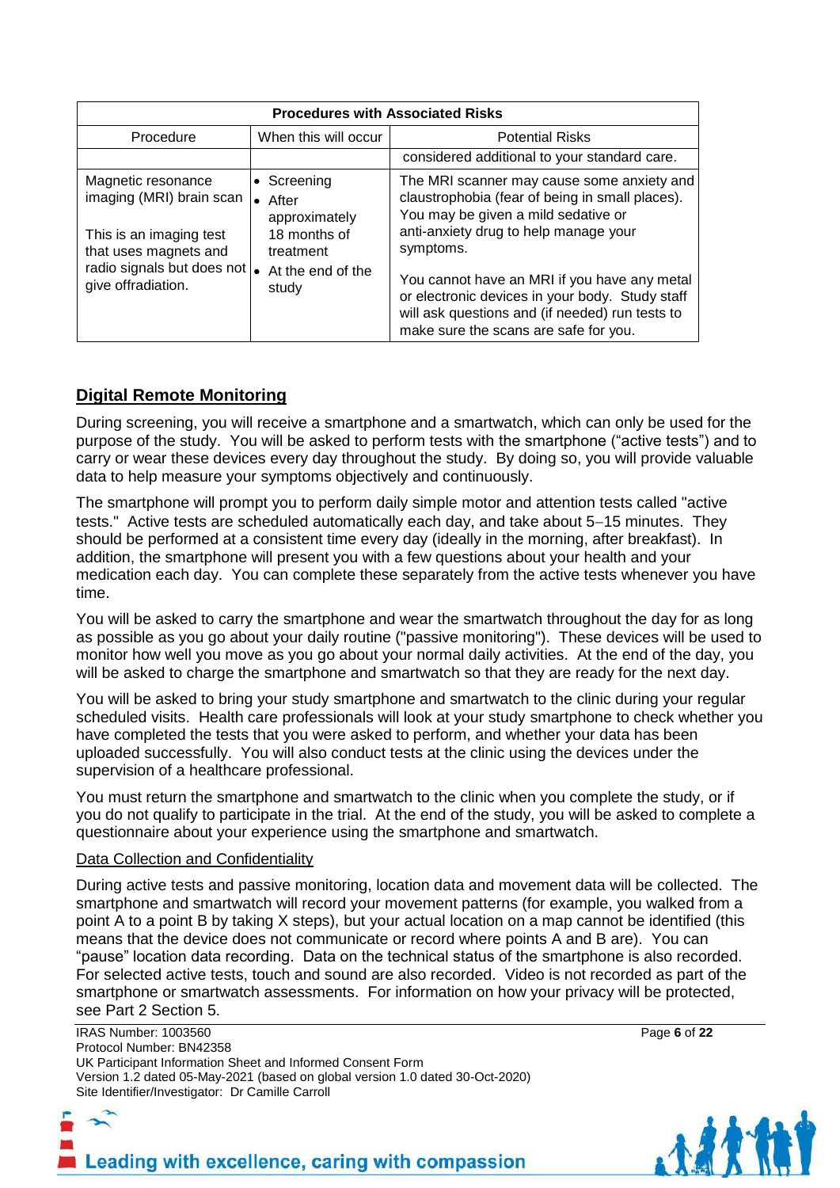| Procedures with Associated Risks | | |
|---|---|---|
| Procedure | When this will occur | Potential Risks |
| | | considered additional to your standard care. |
| Magnetic resonance imaging (MRI) brain scan<br><br>This is an imaging test that uses magnets and radio signals but does not give offradiation. | • Screening<br>• After approximately 18 months of treatment<br>• At the end of the study | The MRI scanner may cause some anxiety and claustrophobia (fear of being in small places). You may be given a mild sedative or anti-anxiety drug to help manage your symptoms.<br><br>You cannot have an MRI if you have any metal or electronic devices in your body. Study staff will ask questions and (if needed) run tests to make sure the scans are safe for you. |

## Digital Remote Monitoring

During screening, you will receive a smartphone and a smartwatch, which can only be used for the purpose of the study. You will be asked to perform tests with the smartphone ("active tests") and to carry or wear these devices every day throughout the study. By doing so, you will provide valuable data to help measure your symptoms objectively and continuously.

The smartphone will prompt you to perform daily simple motor and attention tests called "active tests." Active tests are scheduled automatically each day, and take about 5–15 minutes. They should be performed at a consistent time every day (ideally in the morning, after breakfast). In addition, the smartphone will present you with a few questions about your health and your medication each day. You can complete these separately from the active tests whenever you have time.

You will be asked to carry the smartphone and wear the smartwatch throughout the day for as long as possible as you go about your daily routine ("passive monitoring"). These devices will be used to monitor how well you move as you go about your normal daily activities. At the end of the day, you will be asked to charge the smartphone and smartwatch so that they are ready for the next day.

You will be asked to bring your study smartphone and smartwatch to the clinic during your regular scheduled visits. Health care professionals will look at your study smartphone to check whether you have completed the tests that you were asked to perform, and whether your data has been uploaded successfully. You will also conduct tests at the clinic using the devices under the supervision of a healthcare professional.

You must return the smartphone and smartwatch to the clinic when you complete the study, or if you do not qualify to participate in the trial. At the end of the study, you will be asked to complete a questionnaire about your experience using the smartphone and smartwatch.

### Data Collection and Confidentiality

During active tests and passive monitoring, location data and movement data will be collected. The smartphone and smartwatch will record your movement patterns (for example, you walked from a point A to a point B by taking X steps), but your actual location on a map cannot be identified (this means that the device does not communicate or record where points A and B are). You can "pause" location data recording. Data on the technical status of the smartphone is also recorded. For selected active tests, touch and sound are also recorded. Video is not recorded as part of the smartphone or smartwatch assessments. For information on how your privacy will be protected, see Part 2 Section 5.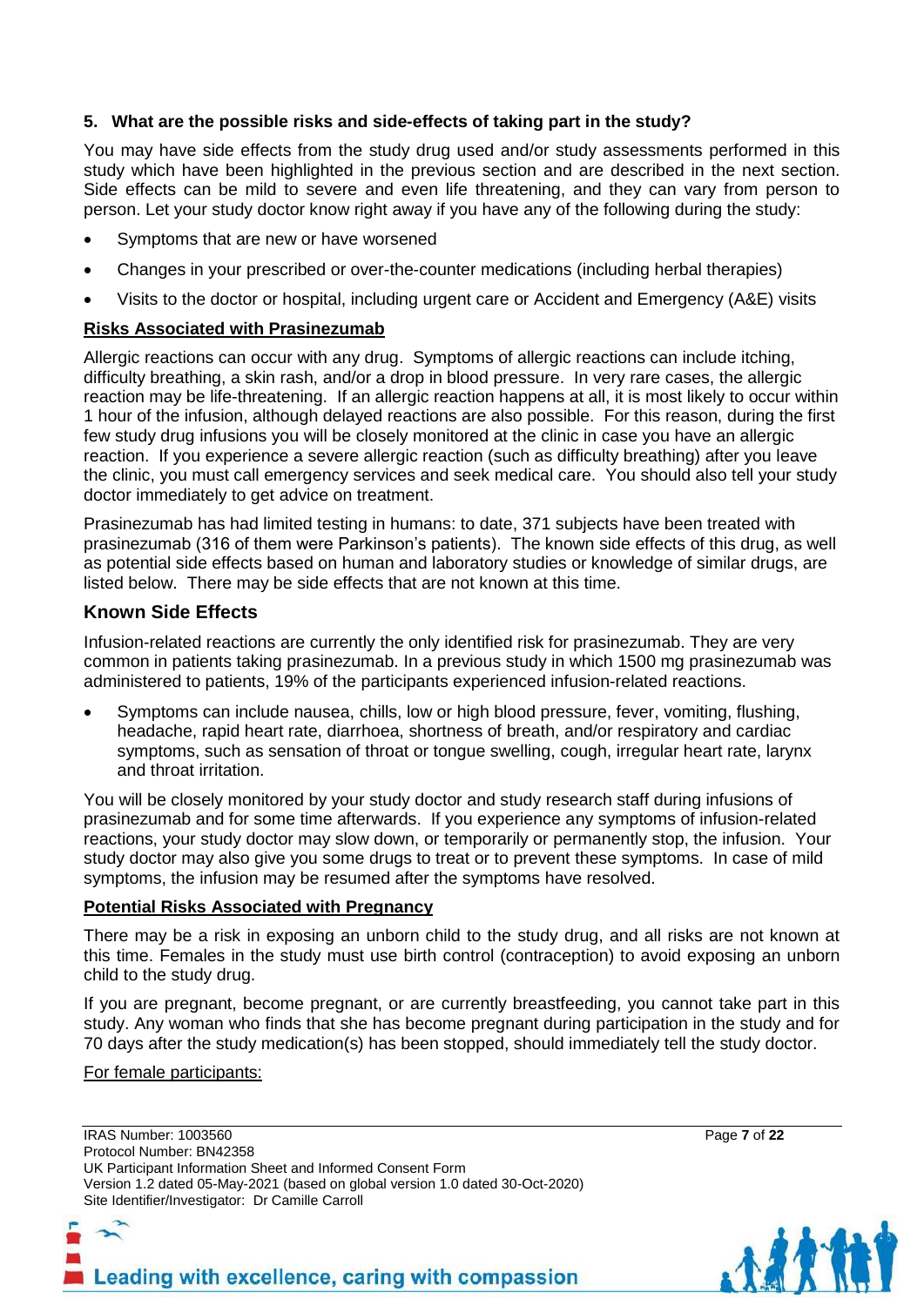## 5. What are the possible risks and side-effects of taking part in the study?

You may have side effects from the study drug used and/or study assessments performed in this study which have been highlighted in the previous section and are described in the next section. Side effects can be mild to severe and even life threatening, and they can vary from person to person. Let your study doctor know right away if you have any of the following during the study:

- Symptoms that are new or have worsened
- Changes in your prescribed or over-the-counter medications (including herbal therapies)
- Visits to the doctor or hospital, including urgent care or Accident and Emergency (A&E) visits

**Risks Associated with Prasinezumab**

Allergic reactions can occur with any drug. Symptoms of allergic reactions can include itching, difficulty breathing, a skin rash, and/or a drop in blood pressure. In very rare cases, the allergic reaction may be life-threatening. If an allergic reaction happens at all, it is most likely to occur within 1 hour of the infusion, although delayed reactions are also possible. For this reason, during the first few study drug infusions you will be closely monitored at the clinic in case you have an allergic reaction. If you experience a severe allergic reaction (such as difficulty breathing) after you leave the clinic, you must call emergency services and seek medical care. You should also tell your study doctor immediately to get advice on treatment.

Prasinezumab has had limited testing in humans: to date, 371 subjects have been treated with prasinezumab (316 of them were Parkinson's patients). The known side effects of this drug, as well as potential side effects based on human and laboratory studies or knowledge of similar drugs, are listed below. There may be side effects that are not known at this time.

### Known Side Effects

Infusion-related reactions are currently the only identified risk for prasinezumab. They are very common in patients taking prasinezumab. In a previous study in which 1500 mg prasinezumab was administered to patients, 19% of the participants experienced infusion-related reactions.

- Symptoms can include nausea, chills, low or high blood pressure, fever, vomiting, flushing, headache, rapid heart rate, diarrhoea, shortness of breath, and/or respiratory and cardiac symptoms, such as sensation of throat or tongue swelling, cough, irregular heart rate, larynx and throat irritation.

You will be closely monitored by your study doctor and study research staff during infusions of prasinezumab and for some time afterwards. If you experience any symptoms of infusion-related reactions, your study doctor may slow down, or temporarily or permanently stop, the infusion. Your study doctor may also give you some drugs to treat or to prevent these symptoms. In case of mild symptoms, the infusion may be resumed after the symptoms have resolved.

**Potential Risks Associated with Pregnancy**

There may be a risk in exposing an unborn child to the study drug, and all risks are not known at this time. Females in the study must use birth control (contraception) to avoid exposing an unborn child to the study drug.

If you are pregnant, become pregnant, or are currently breastfeeding, you cannot take part in this study. Any woman who finds that she has become pregnant during participation in the study and for 70 days after the study medication(s) has been stopped, should immediately tell the study doctor.

For female participants: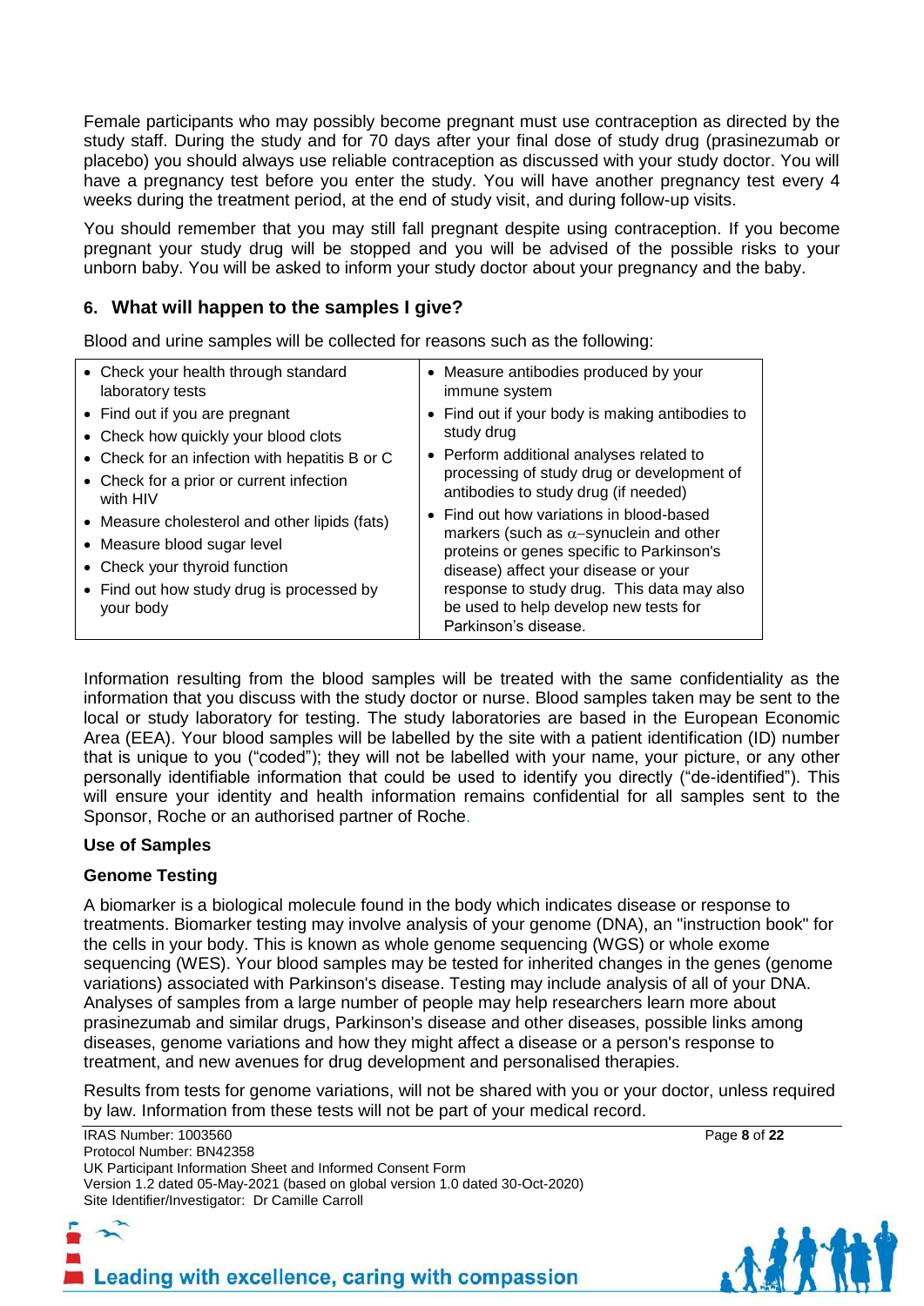Female participants who may possibly become pregnant must use contraception as directed by the study staff. During the study and for 70 days after your final dose of study drug (prasinezumab or placebo) you should always use reliable contraception as discussed with your study doctor. You will have a pregnancy test before you enter the study. You will have another pregnancy test every 4 weeks during the treatment period, at the end of study visit, and during follow-up visits.

You should remember that you may still fall pregnant despite using contraception. If you become pregnant your study drug will be stopped and you will be advised of the possible risks to your unborn baby. You will be asked to inform your study doctor about your pregnancy and the baby.

## 6. What will happen to the samples I give?

Blood and urine samples will be collected for reasons such as the following:

| | |
|---|---|
| • Check your health through standard laboratory tests<br>• Find out if you are pregnant<br>• Check how quickly your blood clots<br>• Check for an infection with hepatitis B or C<br>• Check for a prior or current infection with HIV<br>• Measure cholesterol and other lipids (fats)<br>• Measure blood sugar level<br>• Check your thyroid function<br>• Find out how study drug is processed by your body | • Measure antibodies produced by your immune system<br>• Find out if your body is making antibodies to study drug<br>• Perform additional analyses related to processing of study drug or development of antibodies to study drug (if needed)<br>• Find out how variations in blood-based markers (such as α–synuclein and other proteins or genes specific to Parkinson's disease) affect your disease or your response to study drug. This data may also be used to help develop new tests for Parkinson's disease. |

Information resulting from the blood samples will be treated with the same confidentiality as the information that you discuss with the study doctor or nurse. Blood samples taken may be sent to the local or study laboratory for testing. The study laboratories are based in the European Economic Area (EEA). Your blood samples will be labelled by the site with a patient identification (ID) number that is unique to you ("coded"); they will not be labelled with your name, your picture, or any other personally identifiable information that could be used to identify you directly ("de-identified"). This will ensure your identity and health information remains confidential for all samples sent to the Sponsor, Roche or an authorised partner of Roche.

### Use of Samples

### Genome Testing

A biomarker is a biological molecule found in the body which indicates disease or response to treatments. Biomarker testing may involve analysis of your genome (DNA), an "instruction book" for the cells in your body. This is known as whole genome sequencing (WGS) or whole exome sequencing (WES). Your blood samples may be tested for inherited changes in the genes (genome variations) associated with Parkinson's disease. Testing may include analysis of all of your DNA. Analyses of samples from a large number of people may help researchers learn more about prasinezumab and similar drugs, Parkinson's disease and other diseases, possible links among diseases, genome variations and how they might affect a disease or a person's response to treatment, and new avenues for drug development and personalised therapies.

Results from tests for genome variations, will not be shared with you or your doctor, unless required by law. Information from these tests will not be part of your medical record.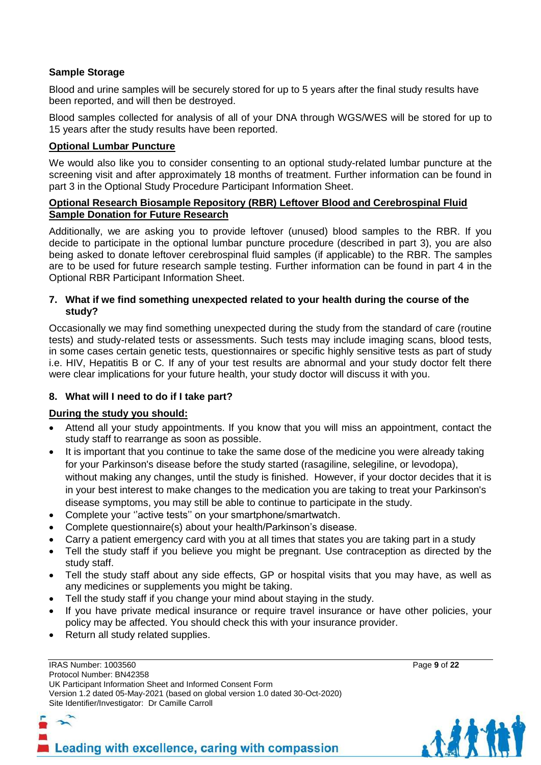**Sample Storage**

Blood and urine samples will be securely stored for up to 5 years after the final study results have been reported, and will then be destroyed.

Blood samples collected for analysis of all of your DNA through WGS/WES will be stored for up to 15 years after the study results have been reported.

**Optional Lumbar Puncture**

We would also like you to consider consenting to an optional study-related lumbar puncture at the screening visit and after approximately 18 months of treatment. Further information can be found in part 3 in the Optional Study Procedure Participant Information Sheet.

**Optional Research Biosample Repository (RBR) Leftover Blood and Cerebrospinal Fluid Sample Donation for Future Research**

Additionally, we are asking you to provide leftover (unused) blood samples to the RBR. If you decide to participate in the optional lumbar puncture procedure (described in part 3), you are also being asked to donate leftover cerebrospinal fluid samples (if applicable) to the RBR. The samples are to be used for future research sample testing. Further information can be found in part 4 in the Optional RBR Participant Information Sheet.

**7. What if we find something unexpected related to your health during the course of the study?**

Occasionally we may find something unexpected during the study from the standard of care (routine tests) and study-related tests or assessments. Such tests may include imaging scans, blood tests, in some cases certain genetic tests, questionnaires or specific highly sensitive tests as part of study i.e. HIV, Hepatitis B or C. If any of your test results are abnormal and your study doctor felt there were clear implications for your future health, your study doctor will discuss it with you.

**8. What will I need to do if I take part?**

**During the study you should:**

- Attend all your study appointments. If you know that you will miss an appointment, contact the study staff to rearrange as soon as possible.
- It is important that you continue to take the same dose of the medicine you were already taking for your Parkinson's disease before the study started (rasagiline, selegiline, or levodopa), without making any changes, until the study is finished. However, if your doctor decides that it is in your best interest to make changes to the medication you are taking to treat your Parkinson's disease symptoms, you may still be able to continue to participate in the study.
- Complete your ''active tests'' on your smartphone/smartwatch.
- Complete questionnaire(s) about your health/Parkinson's disease.
- Carry a patient emergency card with you at all times that states you are taking part in a study
- Tell the study staff if you believe you might be pregnant. Use contraception as directed by the study staff.
- Tell the study staff about any side effects, GP or hospital visits that you may have, as well as any medicines or supplements you might be taking.
- Tell the study staff if you change your mind about staying in the study.
- If you have private medical insurance or require travel insurance or have other policies, your policy may be affected. You should check this with your insurance provider.
- Return all study related supplies.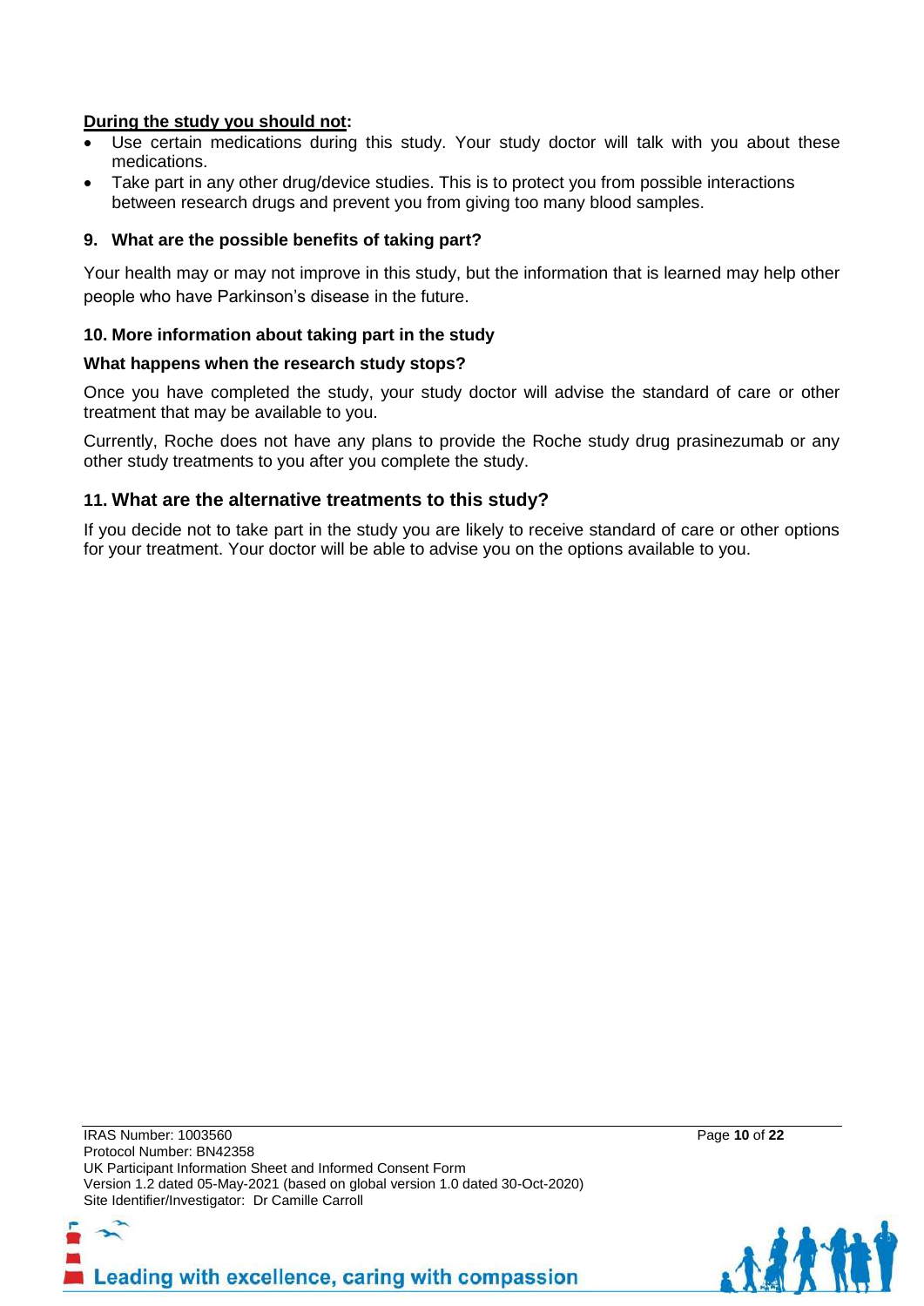**<u>During the study you should not</u>:**

- Use certain medications during this study. Your study doctor will talk with you about these medications.
- Take part in any other drug/device studies. This is to protect you from possible interactions between research drugs and prevent you from giving too many blood samples.

### 9. What are the possible benefits of taking part?

Your health may or may not improve in this study, but the information that is learned may help other people who have Parkinson's disease in the future.

### 10. More information about taking part in the study

#### What happens when the research study stops?

Once you have completed the study, your study doctor will advise the standard of care or other treatment that may be available to you.

Currently, Roche does not have any plans to provide the Roche study drug prasinezumab or any other study treatments to you after you complete the study.

### 11. What are the alternative treatments to this study?

If you decide not to take part in the study you are likely to receive standard of care or other options for your treatment. Your doctor will be able to advise you on the options available to you.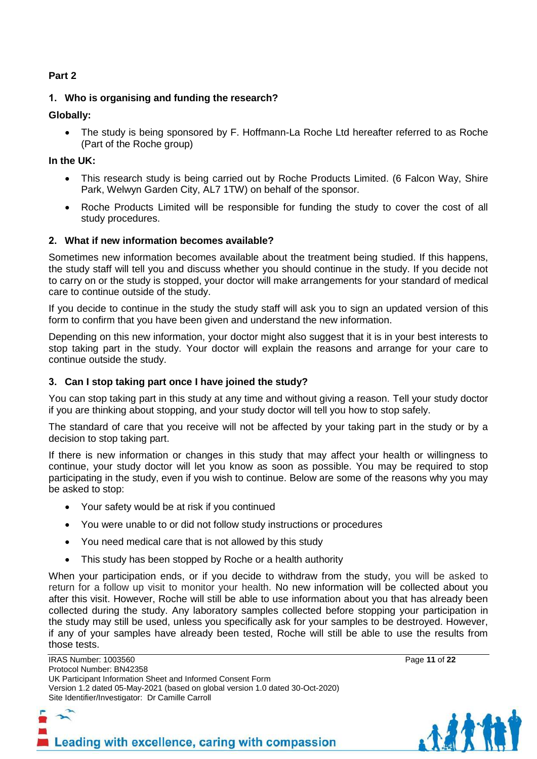**Part 2**

## 1. Who is organising and funding the research?

**Globally:**

- The study is being sponsored by F. Hoffmann-La Roche Ltd hereafter referred to as Roche (Part of the Roche group)

**In the UK:**

- This research study is being carried out by Roche Products Limited. (6 Falcon Way, Shire Park, Welwyn Garden City, AL7 1TW) on behalf of the sponsor.
- Roche Products Limited will be responsible for funding the study to cover the cost of all study procedures.

## 2. What if new information becomes available?

Sometimes new information becomes available about the treatment being studied. If this happens, the study staff will tell you and discuss whether you should continue in the study. If you decide not to carry on or the study is stopped, your doctor will make arrangements for your standard of medical care to continue outside of the study.

If you decide to continue in the study the study staff will ask you to sign an updated version of this form to confirm that you have been given and understand the new information.

Depending on this new information, your doctor might also suggest that it is in your best interests to stop taking part in the study. Your doctor will explain the reasons and arrange for your care to continue outside the study.

## 3. Can I stop taking part once I have joined the study?

You can stop taking part in this study at any time and without giving a reason. Tell your study doctor if you are thinking about stopping, and your study doctor will tell you how to stop safely.

The standard of care that you receive will not be affected by your taking part in the study or by a decision to stop taking part.

If there is new information or changes in this study that may affect your health or willingness to continue, your study doctor will let you know as soon as possible. You may be required to stop participating in the study, even if you wish to continue. Below are some of the reasons why you may be asked to stop:

- Your safety would be at risk if you continued
- You were unable to or did not follow study instructions or procedures
- You need medical care that is not allowed by this study
- This study has been stopped by Roche or a health authority

When your participation ends, or if you decide to withdraw from the study, you will be asked to return for a follow up visit to monitor your health. No new information will be collected about you after this visit. However, Roche will still be able to use information about you that has already been collected during the study. Any laboratory samples collected before stopping your participation in the study may still be used, unless you specifically ask for your samples to be destroyed. However, if any of your samples have already been tested, Roche will still be able to use the results from those tests.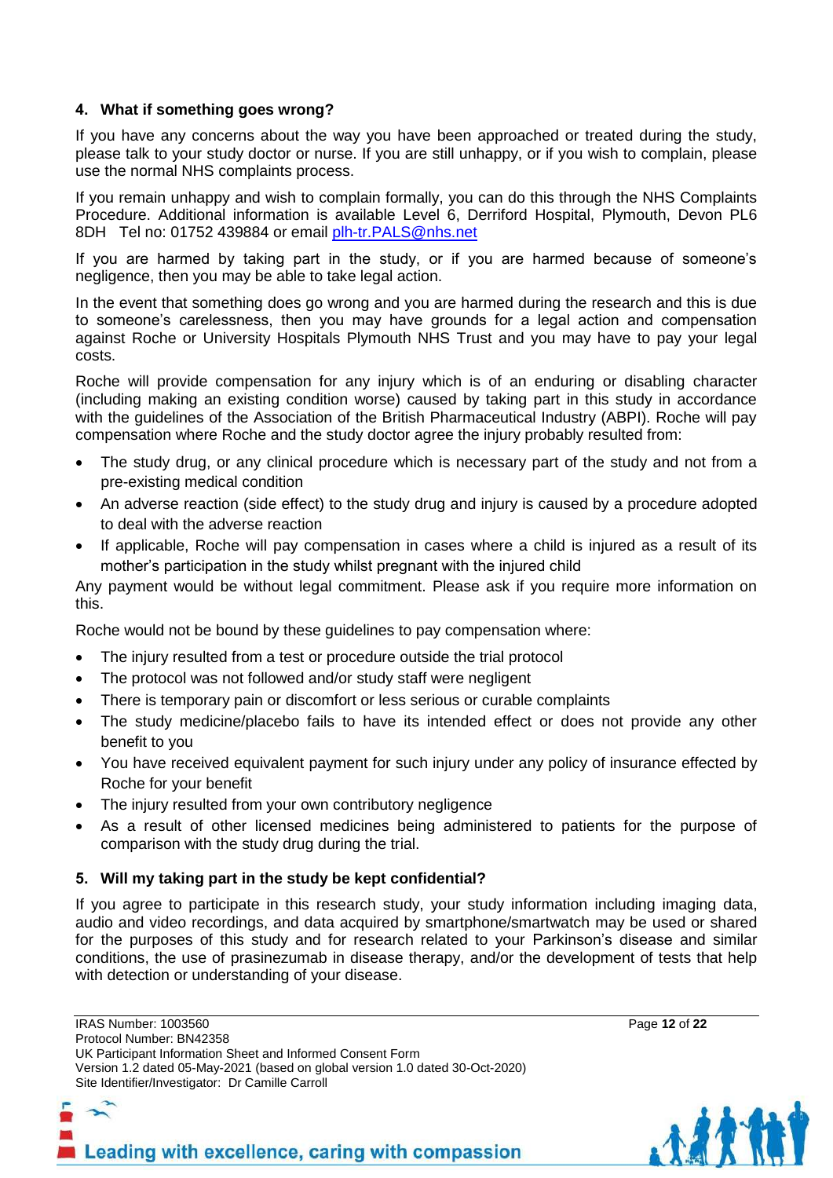## 4. What if something goes wrong?

If you have any concerns about the way you have been approached or treated during the study, please talk to your study doctor or nurse. If you are still unhappy, or if you wish to complain, please use the normal NHS complaints process.

If you remain unhappy and wish to complain formally, you can do this through the NHS Complaints Procedure. Additional information is available Level 6, Derriford Hospital, Plymouth, Devon PL6 8DH Tel no: 01752 439884 or email plh-tr.PALS@nhs.net

If you are harmed by taking part in the study, or if you are harmed because of someone's negligence, then you may be able to take legal action.

In the event that something does go wrong and you are harmed during the research and this is due to someone's carelessness, then you may have grounds for a legal action and compensation against Roche or University Hospitals Plymouth NHS Trust and you may have to pay your legal costs.

Roche will provide compensation for any injury which is of an enduring or disabling character (including making an existing condition worse) caused by taking part in this study in accordance with the guidelines of the Association of the British Pharmaceutical Industry (ABPI). Roche will pay compensation where Roche and the study doctor agree the injury probably resulted from:

- The study drug, or any clinical procedure which is necessary part of the study and not from a pre-existing medical condition
- An adverse reaction (side effect) to the study drug and injury is caused by a procedure adopted to deal with the adverse reaction
- If applicable, Roche will pay compensation in cases where a child is injured as a result of its mother's participation in the study whilst pregnant with the injured child

Any payment would be without legal commitment. Please ask if you require more information on this.

Roche would not be bound by these guidelines to pay compensation where:

- The injury resulted from a test or procedure outside the trial protocol
- The protocol was not followed and/or study staff were negligent
- There is temporary pain or discomfort or less serious or curable complaints
- The study medicine/placebo fails to have its intended effect or does not provide any other benefit to you
- You have received equivalent payment for such injury under any policy of insurance effected by Roche for your benefit
- The injury resulted from your own contributory negligence
- As a result of other licensed medicines being administered to patients for the purpose of comparison with the study drug during the trial.

## 5. Will my taking part in the study be kept confidential?

If you agree to participate in this research study, your study information including imaging data, audio and video recordings, and data acquired by smartphone/smartwatch may be used or shared for the purposes of this study and for research related to your Parkinson's disease and similar conditions, the use of prasinezumab in disease therapy, and/or the development of tests that help with detection or understanding of your disease.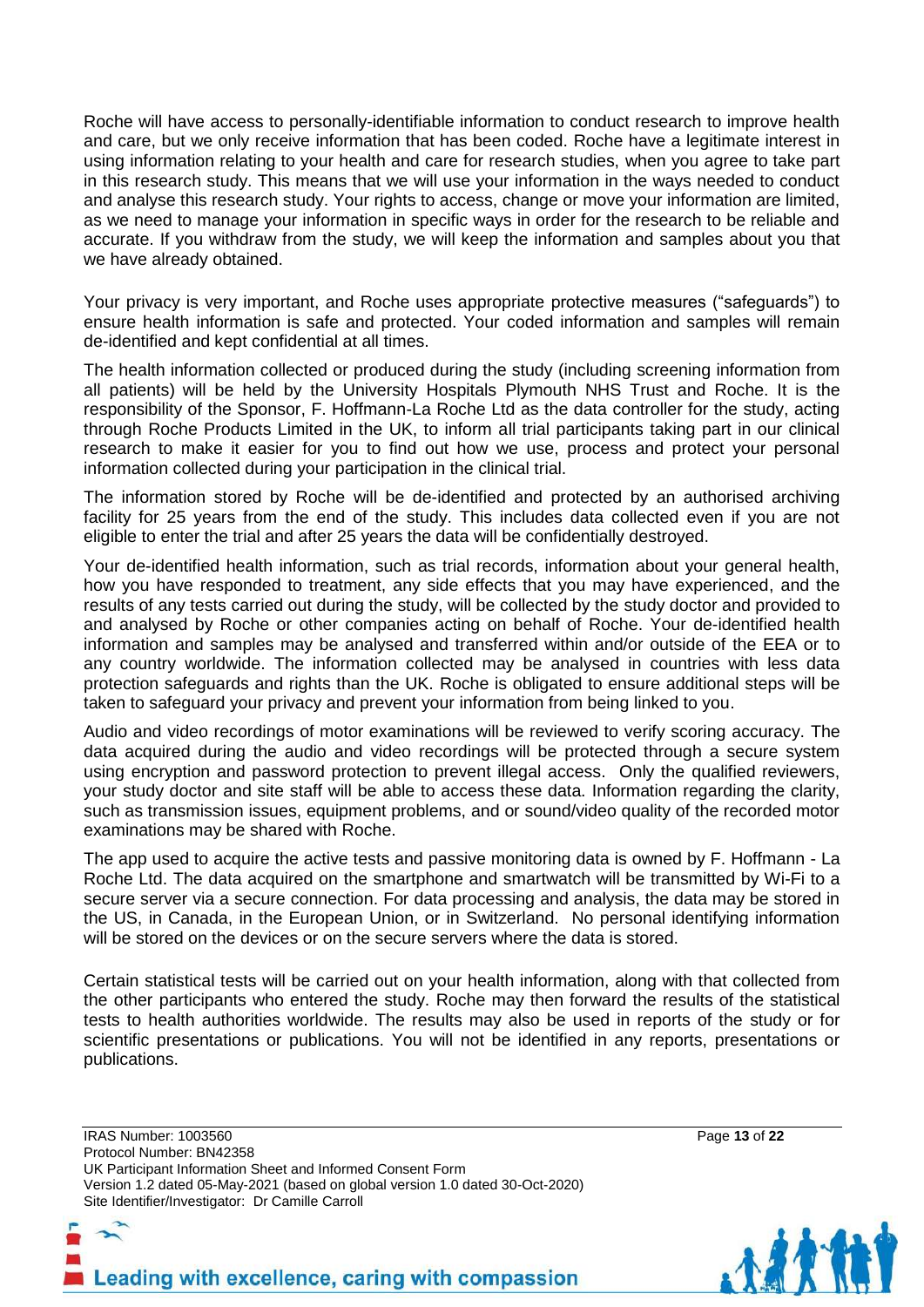Roche will have access to personally-identifiable information to conduct research to improve health and care, but we only receive information that has been coded. Roche have a legitimate interest in using information relating to your health and care for research studies, when you agree to take part in this research study. This means that we will use your information in the ways needed to conduct and analyse this research study. Your rights to access, change or move your information are limited, as we need to manage your information in specific ways in order for the research to be reliable and accurate. If you withdraw from the study, we will keep the information and samples about you that we have already obtained.

Your privacy is very important, and Roche uses appropriate protective measures ("safeguards") to ensure health information is safe and protected. Your coded information and samples will remain de-identified and kept confidential at all times.

The health information collected or produced during the study (including screening information from all patients) will be held by the University Hospitals Plymouth NHS Trust and Roche. It is the responsibility of the Sponsor, F. Hoffmann-La Roche Ltd as the data controller for the study, acting through Roche Products Limited in the UK, to inform all trial participants taking part in our clinical research to make it easier for you to find out how we use, process and protect your personal information collected during your participation in the clinical trial.

The information stored by Roche will be de-identified and protected by an authorised archiving facility for 25 years from the end of the study. This includes data collected even if you are not eligible to enter the trial and after 25 years the data will be confidentially destroyed.

Your de-identified health information, such as trial records, information about your general health, how you have responded to treatment, any side effects that you may have experienced, and the results of any tests carried out during the study, will be collected by the study doctor and provided to and analysed by Roche or other companies acting on behalf of Roche. Your de-identified health information and samples may be analysed and transferred within and/or outside of the EEA or to any country worldwide. The information collected may be analysed in countries with less data protection safeguards and rights than the UK. Roche is obligated to ensure additional steps will be taken to safeguard your privacy and prevent your information from being linked to you.

Audio and video recordings of motor examinations will be reviewed to verify scoring accuracy. The data acquired during the audio and video recordings will be protected through a secure system using encryption and password protection to prevent illegal access. Only the qualified reviewers, your study doctor and site staff will be able to access these data. Information regarding the clarity, such as transmission issues, equipment problems, and or sound/video quality of the recorded motor examinations may be shared with Roche.

The app used to acquire the active tests and passive monitoring data is owned by F. Hoffmann - La Roche Ltd. The data acquired on the smartphone and smartwatch will be transmitted by Wi-Fi to a secure server via a secure connection. For data processing and analysis, the data may be stored in the US, in Canada, in the European Union, or in Switzerland. No personal identifying information will be stored on the devices or on the secure servers where the data is stored.

Certain statistical tests will be carried out on your health information, along with that collected from the other participants who entered the study. Roche may then forward the results of the statistical tests to health authorities worldwide. The results may also be used in reports of the study or for scientific presentations or publications. You will not be identified in any reports, presentations or publications.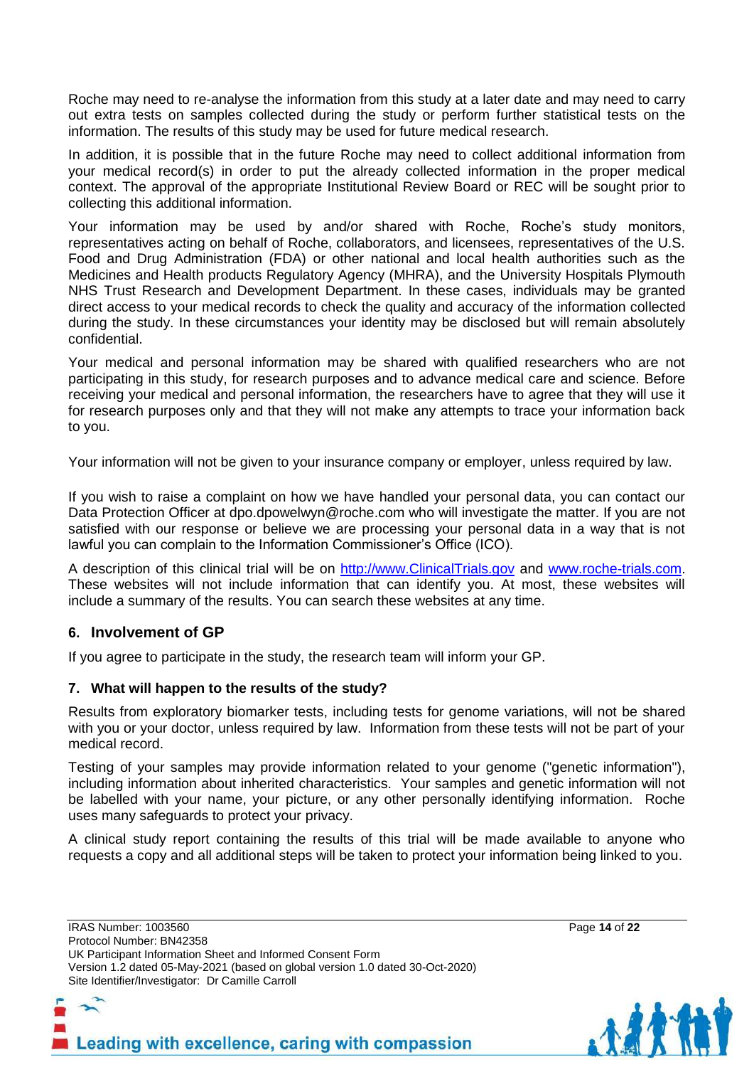Roche may need to re-analyse the information from this study at a later date and may need to carry out extra tests on samples collected during the study or perform further statistical tests on the information. The results of this study may be used for future medical research.

In addition, it is possible that in the future Roche may need to collect additional information from your medical record(s) in order to put the already collected information in the proper medical context. The approval of the appropriate Institutional Review Board or REC will be sought prior to collecting this additional information.

Your information may be used by and/or shared with Roche, Roche's study monitors, representatives acting on behalf of Roche, collaborators, and licensees, representatives of the U.S. Food and Drug Administration (FDA) or other national and local health authorities such as the Medicines and Health products Regulatory Agency (MHRA), and the University Hospitals Plymouth NHS Trust Research and Development Department. In these cases, individuals may be granted direct access to your medical records to check the quality and accuracy of the information collected during the study. In these circumstances your identity may be disclosed but will remain absolutely confidential.

Your medical and personal information may be shared with qualified researchers who are not participating in this study, for research purposes and to advance medical care and science. Before receiving your medical and personal information, the researchers have to agree that they will use it for research purposes only and that they will not make any attempts to trace your information back to you.

Your information will not be given to your insurance company or employer, unless required by law.

If you wish to raise a complaint on how we have handled your personal data, you can contact our Data Protection Officer at dpo.dpowelwyn@roche.com who will investigate the matter. If you are not satisfied with our response or believe we are processing your personal data in a way that is not lawful you can complain to the Information Commissioner's Office (ICO).

A description of this clinical trial will be on [http://www.ClinicalTrials.gov](http://www.ClinicalTrials.gov) and [www.roche-trials.com](http://www.roche-trials.com). These websites will not include information that can identify you. At most, these websites will include a summary of the results. You can search these websites at any time.

## 6. Involvement of GP

If you agree to participate in the study, the research team will inform your GP.

### 7. What will happen to the results of the study?

Results from exploratory biomarker tests, including tests for genome variations, will not be shared with you or your doctor, unless required by law. Information from these tests will not be part of your medical record.

Testing of your samples may provide information related to your genome ("genetic information"), including information about inherited characteristics. Your samples and genetic information will not be labelled with your name, your picture, or any other personally identifying information. Roche uses many safeguards to protect your privacy.

A clinical study report containing the results of this trial will be made available to anyone who requests a copy and all additional steps will be taken to protect your information being linked to you.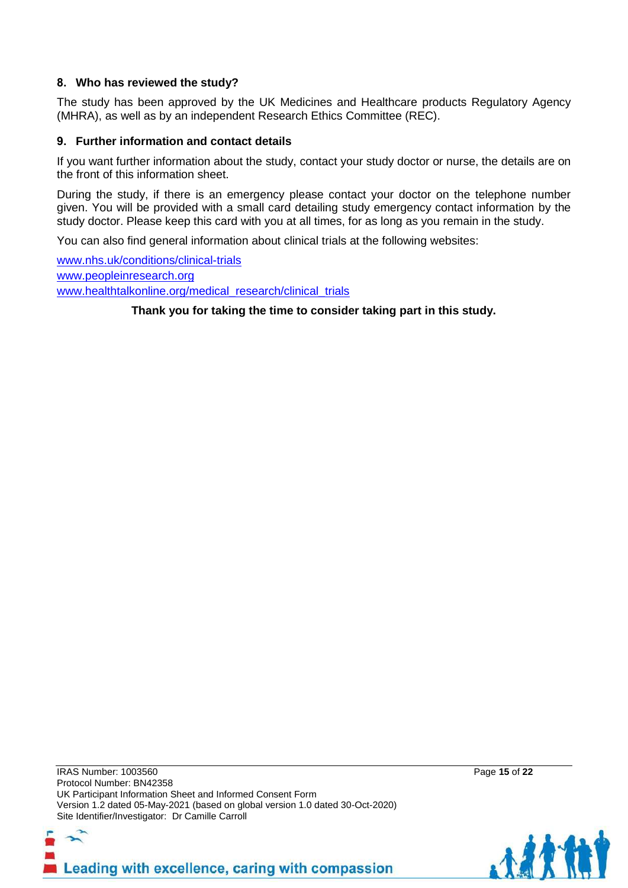## 8. Who has reviewed the study?

The study has been approved by the UK Medicines and Healthcare products Regulatory Agency (MHRA), as well as by an independent Research Ethics Committee (REC).

## 9. Further information and contact details

If you want further information about the study, contact your study doctor or nurse, the details are on the front of this information sheet.

During the study, if there is an emergency please contact your doctor on the telephone number given. You will be provided with a small card detailing study emergency contact information by the study doctor. Please keep this card with you at all times, for as long as you remain in the study.

You can also find general information about clinical trials at the following websites:

www.nhs.uk/conditions/clinical-trials
www.peopleinresearch.org
www.healthtalkonline.org/medical_research/clinical_trials

**Thank you for taking the time to consider taking part in this study.**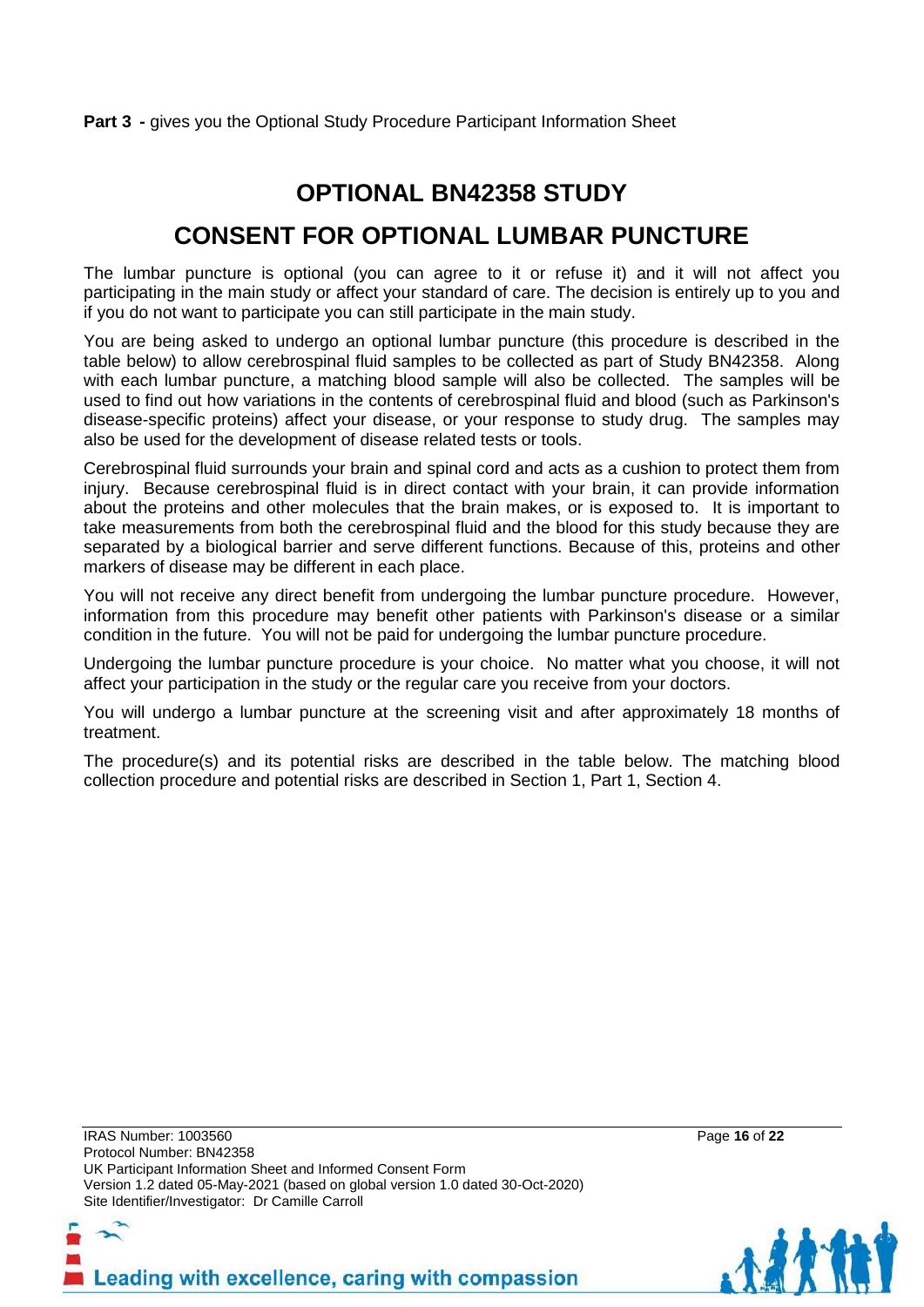**Part 3 -** gives you the Optional Study Procedure Participant Information Sheet

# OPTIONAL BN42358 STUDY

# CONSENT FOR OPTIONAL LUMBAR PUNCTURE

The lumbar puncture is optional (you can agree to it or refuse it) and it will not affect you participating in the main study or affect your standard of care. The decision is entirely up to you and if you do not want to participate you can still participate in the main study.

You are being asked to undergo an optional lumbar puncture (this procedure is described in the table below) to allow cerebrospinal fluid samples to be collected as part of Study BN42358. Along with each lumbar puncture, a matching blood sample will also be collected. The samples will be used to find out how variations in the contents of cerebrospinal fluid and blood (such as Parkinson's disease-specific proteins) affect your disease, or your response to study drug. The samples may also be used for the development of disease related tests or tools.

Cerebrospinal fluid surrounds your brain and spinal cord and acts as a cushion to protect them from injury. Because cerebrospinal fluid is in direct contact with your brain, it can provide information about the proteins and other molecules that the brain makes, or is exposed to. It is important to take measurements from both the cerebrospinal fluid and the blood for this study because they are separated by a biological barrier and serve different functions. Because of this, proteins and other markers of disease may be different in each place.

You will not receive any direct benefit from undergoing the lumbar puncture procedure. However, information from this procedure may benefit other patients with Parkinson's disease or a similar condition in the future. You will not be paid for undergoing the lumbar puncture procedure.

Undergoing the lumbar puncture procedure is your choice. No matter what you choose, it will not affect your participation in the study or the regular care you receive from your doctors.

You will undergo a lumbar puncture at the screening visit and after approximately 18 months of treatment.

The procedure(s) and its potential risks are described in the table below. The matching blood collection procedure and potential risks are described in Section 1, Part 1, Section 4.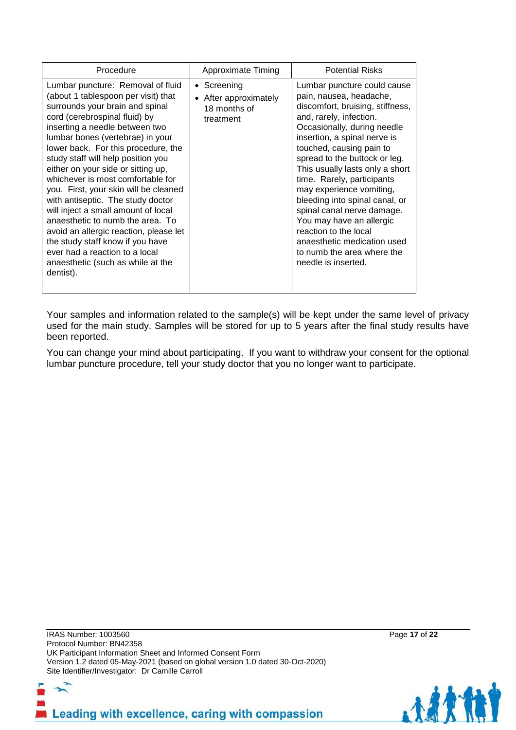| Procedure | Approximate Timing | Potential Risks |
|---|---|---|
| Lumbar puncture: Removal of fluid (about 1 tablespoon per visit) that surrounds your brain and spinal cord (cerebrospinal fluid) by inserting a needle between two lumbar bones (vertebrae) in your lower back. For this procedure, the study staff will help position you either on your side or sitting up, whichever is most comfortable for you. First, your skin will be cleaned with antiseptic. The study doctor will inject a small amount of local anaesthetic to numb the area. To avoid an allergic reaction, please let the study staff know if you have ever had a reaction to a local anaesthetic (such as while at the dentist). | • Screening<br>• After approximately 18 months of treatment | Lumbar puncture could cause pain, nausea, headache, discomfort, bruising, stiffness, and, rarely, infection. Occasionally, during needle insertion, a spinal nerve is touched, causing pain to spread to the buttock or leg. This usually lasts only a short time. Rarely, participants may experience vomiting, bleeding into spinal canal, or spinal canal nerve damage. You may have an allergic reaction to the local anaesthetic medication used to numb the area where the needle is inserted. |

Your samples and information related to the sample(s) will be kept under the same level of privacy used for the main study. Samples will be stored for up to 5 years after the final study results have been reported.

You can change your mind about participating. If you want to withdraw your consent for the optional lumbar puncture procedure, tell your study doctor that you no longer want to participate.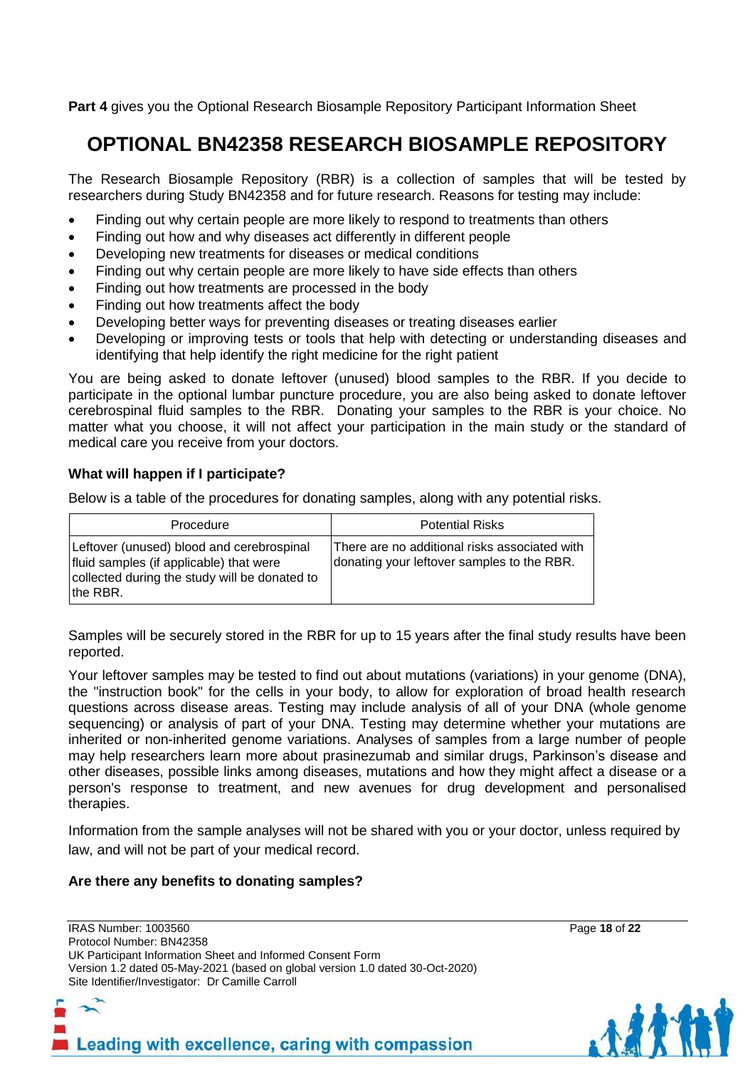**Part 4** gives you the Optional Research Biosample Repository Participant Information Sheet

# OPTIONAL BN42358 RESEARCH BIOSAMPLE REPOSITORY

The Research Biosample Repository (RBR) is a collection of samples that will be tested by researchers during Study BN42358 and for future research. Reasons for testing may include:

- Finding out why certain people are more likely to respond to treatments than others
- Finding out how and why diseases act differently in different people
- Developing new treatments for diseases or medical conditions
- Finding out why certain people are more likely to have side effects than others
- Finding out how treatments are processed in the body
- Finding out how treatments affect the body
- Developing better ways for preventing diseases or treating diseases earlier
- Developing or improving tests or tools that help with detecting or understanding diseases and identifying that help identify the right medicine for the right patient

You are being asked to donate leftover (unused) blood samples to the RBR. If you decide to participate in the optional lumbar puncture procedure, you are also being asked to donate leftover cerebrospinal fluid samples to the RBR. Donating your samples to the RBR is your choice. No matter what you choose, it will not affect your participation in the main study or the standard of medical care you receive from your doctors.

### What will happen if I participate?

Below is a table of the procedures for donating samples, along with any potential risks.

| Procedure | Potential Risks |
| --- | --- |
| Leftover (unused) blood and cerebrospinal fluid samples (if applicable) that were collected during the study will be donated to the RBR. | There are no additional risks associated with donating your leftover samples to the RBR. |

Samples will be securely stored in the RBR for up to 15 years after the final study results have been reported.

Your leftover samples may be tested to find out about mutations (variations) in your genome (DNA), the "instruction book" for the cells in your body, to allow for exploration of broad health research questions across disease areas. Testing may include analysis of all of your DNA (whole genome sequencing) or analysis of part of your DNA. Testing may determine whether your mutations are inherited or non-inherited genome variations. Analyses of samples from a large number of people may help researchers learn more about prasinezumab and similar drugs, Parkinson's disease and other diseases, possible links among diseases, mutations and how they might affect a disease or a person's response to treatment, and new avenues for drug development and personalised therapies.

Information from the sample analyses will not be shared with you or your doctor, unless required by law, and will not be part of your medical record.

### Are there any benefits to donating samples?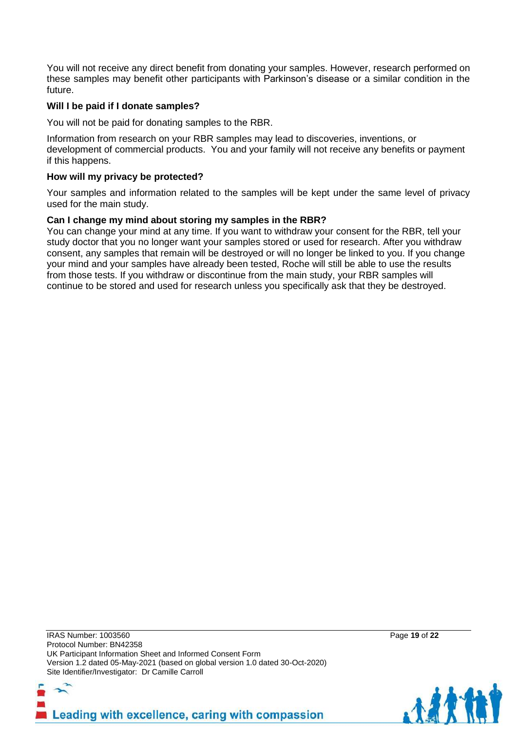You will not receive any direct benefit from donating your samples. However, research performed on these samples may benefit other participants with Parkinson's disease or a similar condition in the future.

**Will I be paid if I donate samples?**

You will not be paid for donating samples to the RBR.

Information from research on your RBR samples may lead to discoveries, inventions, or development of commercial products. You and your family will not receive any benefits or payment if this happens.

**How will my privacy be protected?**

Your samples and information related to the samples will be kept under the same level of privacy used for the main study.

**Can I change my mind about storing my samples in the RBR?**

You can change your mind at any time. If you want to withdraw your consent for the RBR, tell your study doctor that you no longer want your samples stored or used for research. After you withdraw consent, any samples that remain will be destroyed or will no longer be linked to you. If you change your mind and your samples have already been tested, Roche will still be able to use the results from those tests. If you withdraw or discontinue from the main study, your RBR samples will continue to be stored and used for research unless you specifically ask that they be destroyed.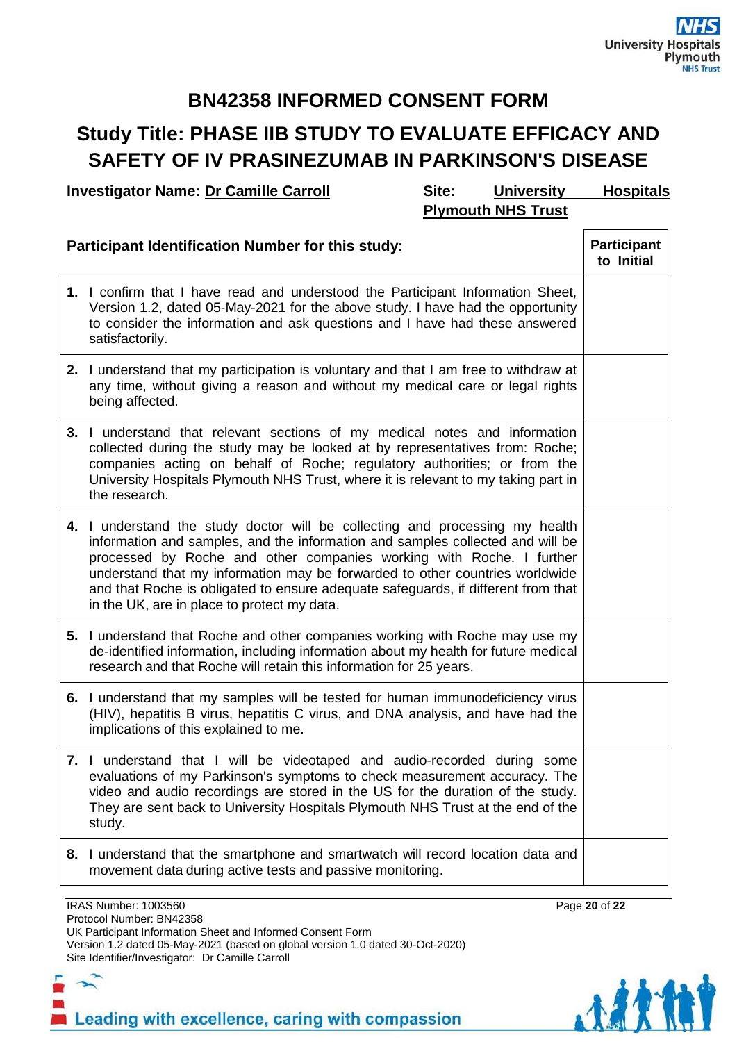## BN42358 INFORMED CONSENT FORM

## Study Title: PHASE IIB STUDY TO EVALUATE EFFICACY AND SAFETY OF IV PRASINEZUMAB IN PARKINSON'S DISEASE

**Investigator Name:** **Dr Camille Carroll** **Site:** **University Hospitals Plymouth NHS Trust**

| **Participant Identification Number for this study:** | **Participant to Initial** |
|---|---|
| **1.** I confirm that I have read and understood the Participant Information Sheet, Version 1.2, dated 05-May-2021 for the above study. I have had the opportunity to consider the information and ask questions and I have had these answered satisfactorily. | |
| **2.** I understand that my participation is voluntary and that I am free to withdraw at any time, without giving a reason and without my medical care or legal rights being affected. | |
| **3.** I understand that relevant sections of my medical notes and information collected during the study may be looked at by representatives from: Roche; companies acting on behalf of Roche; regulatory authorities; or from the University Hospitals Plymouth NHS Trust, where it is relevant to my taking part in the research. | |
| **4.** I understand the study doctor will be collecting and processing my health information and samples, and the information and samples collected and will be processed by Roche and other companies working with Roche. I further understand that my information may be forwarded to other countries worldwide and that Roche is obligated to ensure adequate safeguards, if different from that in the UK, are in place to protect my data. | |
| **5.** I understand that Roche and other companies working with Roche may use my de-identified information, including information about my health for future medical research and that Roche will retain this information for 25 years. | |
| **6.** I understand that my samples will be tested for human immunodeficiency virus (HIV), hepatitis B virus, hepatitis C virus, and DNA analysis, and have had the implications of this explained to me. | |
| **7.** I understand that I will be videotaped and audio-recorded during some evaluations of my Parkinson's symptoms to check measurement accuracy. The video and audio recordings are stored in the US for the duration of the study. They are sent back to University Hospitals Plymouth NHS Trust at the end of the study. | |
| **8.** I understand that the smartphone and smartwatch will record location data and movement data during active tests and passive monitoring. | |

IRAS Number: 1003560
Protocol Number: BN42358
UK Participant Information Sheet and Informed Consent Form
Version 1.2 dated 05-May-2021 (based on global version 1.0 dated 30-Oct-2020)
Site Identifier/Investigator: Dr Camille Carroll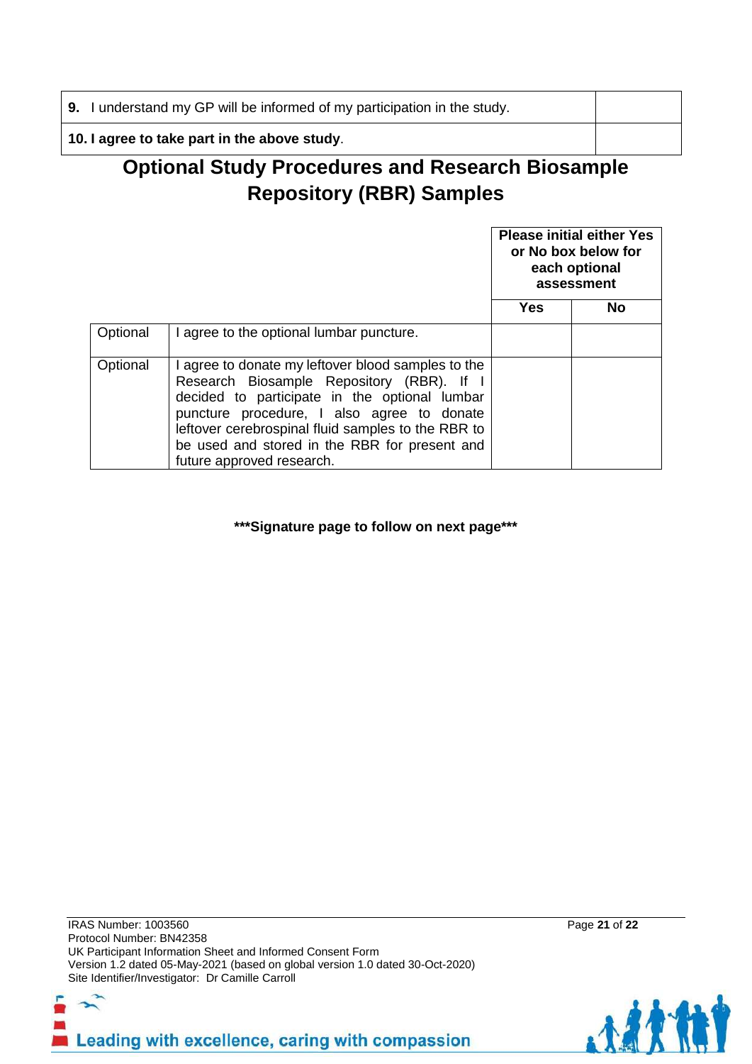| | |
|---|---|
| **9.** I understand my GP will be informed of my participation in the study. | |
| **10. I agree to take part in the above study**. | |

# Optional Study Procedures and Research Biosample Repository (RBR) Samples

| | | **Please initial either Yes or No box below for each optional assessment** | |
|---|---|---|---|
| | | **Yes** | **No** |
| Optional | I agree to the optional lumbar puncture. | | |
| Optional | I agree to donate my leftover blood samples to the Research Biosample Repository (RBR). If I decided to participate in the optional lumbar puncture procedure, I also agree to donate leftover cerebrospinal fluid samples to the RBR to be used and stored in the RBR for present and future approved research. | | |

**\*\*\*Signature page to follow on next page\*\*\***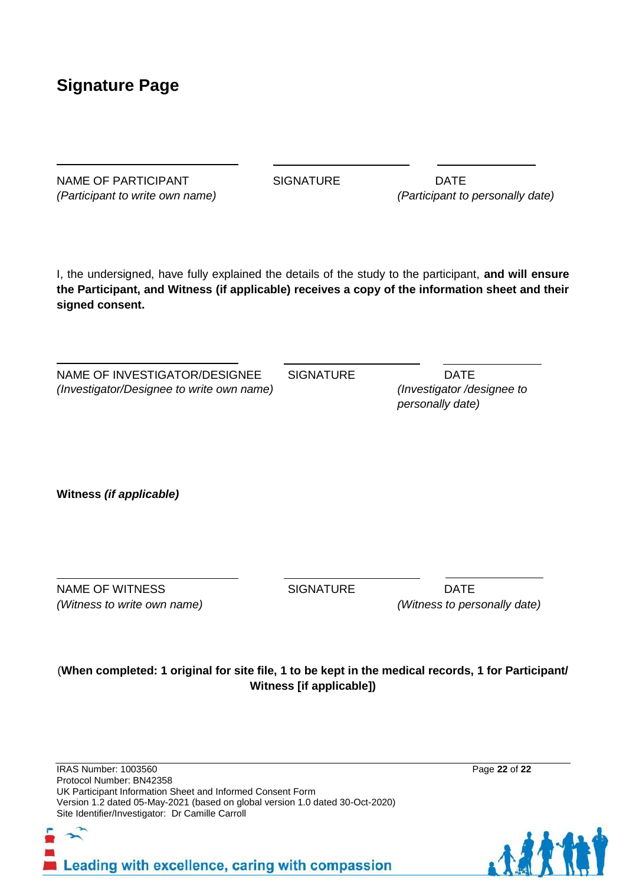## Signature Page

| | | |
|---|---|---|
| NAME OF PARTICIPANT<br>*(Participant to write own name)* | SIGNATURE | DATE<br>*(Participant to personally date)* |

I, the undersigned, have fully explained the details of the study to the participant, **and will ensure the Participant, and Witness (if applicable) receives a copy of the information sheet and their signed consent.**

| | | |
|---|---|---|
| NAME OF INVESTIGATOR/DESIGNEE<br>*(Investigator/Designee to write own name)* | SIGNATURE | DATE<br>*(Investigator /designee to personally date)* |

**Witness *(if applicable)***

| | | |
|---|---|---|
| NAME OF WITNESS<br>*(Witness to write own name)* | SIGNATURE | DATE<br>*(Witness to personally date)* |

(**When completed: 1 original for site file, 1 to be kept in the medical records, 1 for Participant/ Witness [if applicable])**

IRAS Number: 1003560
Protocol Number: BN42358
UK Participant Information Sheet and Informed Consent Form
Version 1.2 dated 05-May-2021 (based on global version 1.0 dated 30-Oct-2020)
Site Identifier/Investigator: Dr Camille Carroll

Leading with excellence, caring with compassion